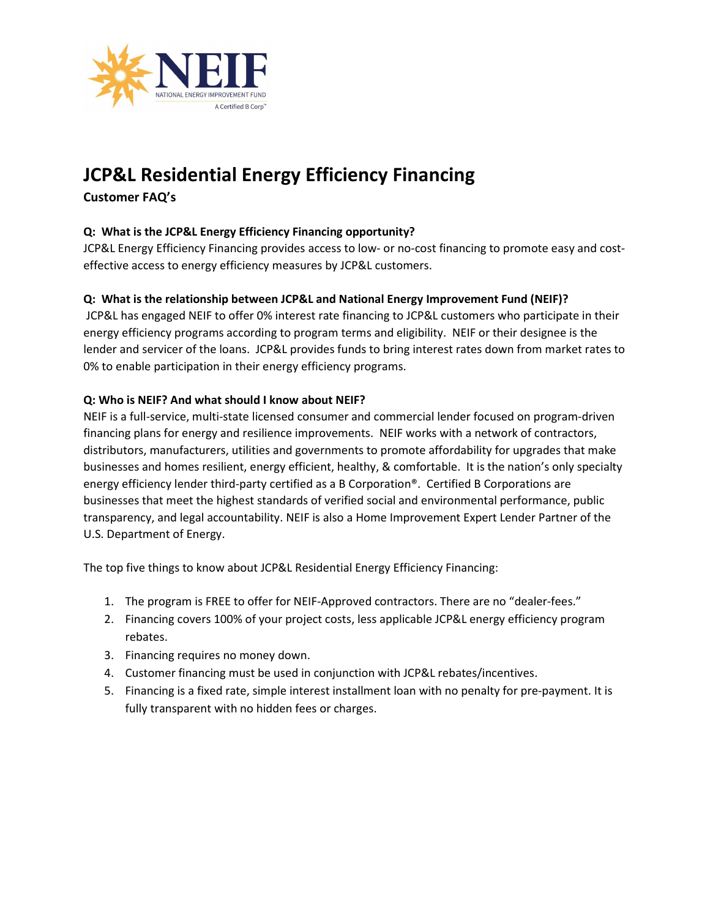NEIF
NATIONAL ENERGY IMPROVEMENT FUND
A Certified B Corp™

# JCP&L Residential Energy Efficiency Financing

**Customer FAQ's**

**Q: What is the JCP&L Energy Efficiency Financing opportunity?**

JCP&L Energy Efficiency Financing provides access to low- or no-cost financing to promote easy and cost-effective access to energy efficiency measures by JCP&L customers.

**Q: What is the relationship between JCP&L and National Energy Improvement Fund (NEIF)?**

JCP&L has engaged NEIF to offer 0% interest rate financing to JCP&L customers who participate in their energy efficiency programs according to program terms and eligibility. NEIF or their designee is the lender and servicer of the loans. JCP&L provides funds to bring interest rates down from market rates to 0% to enable participation in their energy efficiency programs.

**Q: Who is NEIF? And what should I know about NEIF?**

NEIF is a full-service, multi-state licensed consumer and commercial lender focused on program-driven financing plans for energy and resilience improvements. NEIF works with a network of contractors, distributors, manufacturers, utilities and governments to promote affordability for upgrades that make businesses and homes resilient, energy efficient, healthy, & comfortable. It is the nation's only specialty energy efficiency lender third-party certified as a B Corporation®. Certified B Corporations are businesses that meet the highest standards of verified social and environmental performance, public transparency, and legal accountability. NEIF is also a Home Improvement Expert Lender Partner of the U.S. Department of Energy.

The top five things to know about JCP&L Residential Energy Efficiency Financing:

1. The program is FREE to offer for NEIF-Approved contractors. There are no "dealer-fees."
2. Financing covers 100% of your project costs, less applicable JCP&L energy efficiency program rebates.
3. Financing requires no money down.
4. Customer financing must be used in conjunction with JCP&L rebates/incentives.
5. Financing is a fixed rate, simple interest installment loan with no penalty for pre-payment. It is fully transparent with no hidden fees or charges.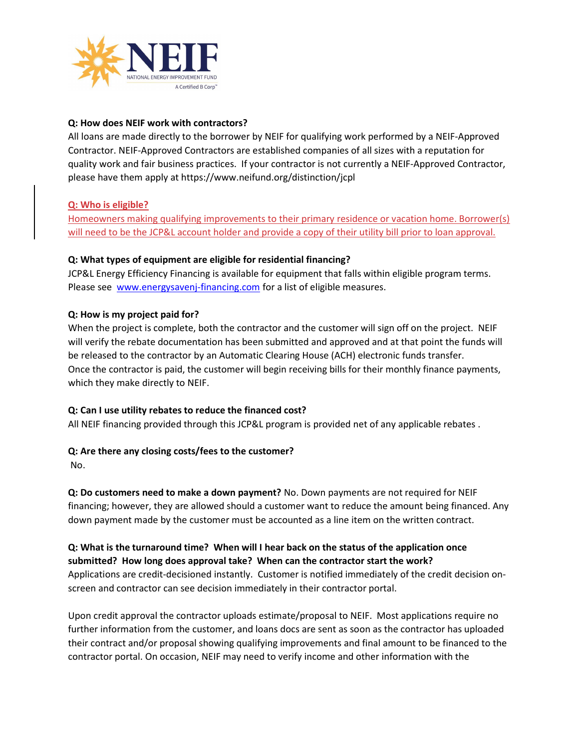**Q: How does NEIF work with contractors?**
All loans are made directly to the borrower by NEIF for qualifying work performed by a NEIF-Approved Contractor. NEIF-Approved Contractors are established companies of all sizes with a reputation for quality work and fair business practices. If your contractor is not currently a NEIF-Approved Contractor, please have them apply at https://www.neifund.org/distinction/jcpl

**Q: Who is eligible?**
Homeowners making qualifying improvements to their primary residence or vacation home. Borrower(s) will need to be the JCP&L account holder and provide a copy of their utility bill prior to loan approval.

**Q: What types of equipment are eligible for residential financing?**
JCP&L Energy Efficiency Financing is available for equipment that falls within eligible program terms. Please see www.energysavenj-financing.com for a list of eligible measures.

**Q: How is my project paid for?**
When the project is complete, both the contractor and the customer will sign off on the project. NEIF will verify the rebate documentation has been submitted and approved and at that point the funds will be released to the contractor by an Automatic Clearing House (ACH) electronic funds transfer.
Once the contractor is paid, the customer will begin receiving bills for their monthly finance payments, which they make directly to NEIF.

**Q: Can I use utility rebates to reduce the financed cost?**
All NEIF financing provided through this JCP&L program is provided net of any applicable rebates .

**Q: Are there any closing costs/fees to the customer?**
No.

**Q: Do customers need to make a down payment?** No. Down payments are not required for NEIF financing; however, they are allowed should a customer want to reduce the amount being financed. Any down payment made by the customer must be accounted as a line item on the written contract.

**Q: What is the turnaround time? When will I hear back on the status of the application once submitted? How long does approval take? When can the contractor start the work?**
Applications are credit-decisioned instantly. Customer is notified immediately of the credit decision on-screen and contractor can see decision immediately in their contractor portal.

Upon credit approval the contractor uploads estimate/proposal to NEIF. Most applications require no further information from the customer, and loans docs are sent as soon as the contractor has uploaded their contract and/or proposal showing qualifying improvements and final amount to be financed to the contractor portal. On occasion, NEIF may need to verify income and other information with the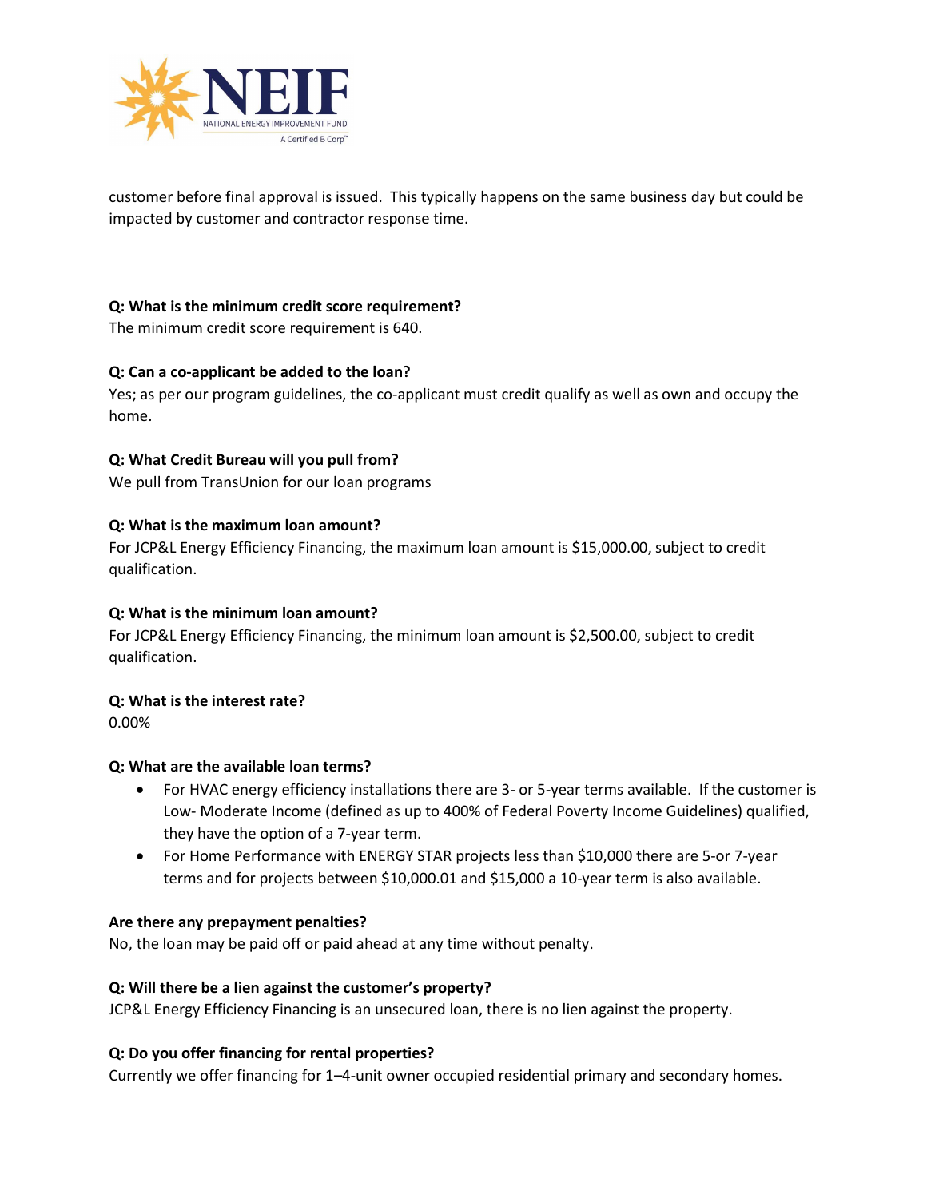customer before final approval is issued. This typically happens on the same business day but could be impacted by customer and contractor response time.

**Q: What is the minimum credit score requirement?**
The minimum credit score requirement is 640.

**Q: Can a co-applicant be added to the loan?**
Yes; as per our program guidelines, the co-applicant must credit qualify as well as own and occupy the home.

**Q: What Credit Bureau will you pull from?**
We pull from TransUnion for our loan programs

**Q: What is the maximum loan amount?**
For JCP&L Energy Efficiency Financing, the maximum loan amount is $15,000.00, subject to credit qualification.

**Q: What is the minimum loan amount?**
For JCP&L Energy Efficiency Financing, the minimum loan amount is $2,500.00, subject to credit qualification.

**Q: What is the interest rate?**
0.00%

**Q: What are the available loan terms?**

- For HVAC energy efficiency installations there are 3- or 5-year terms available. If the customer is Low- Moderate Income (defined as up to 400% of Federal Poverty Income Guidelines) qualified, they have the option of a 7-year term.
- For Home Performance with ENERGY STAR projects less than $10,000 there are 5-or 7-year terms and for projects between $10,000.01 and $15,000 a 10-year term is also available.

**Are there any prepayment penalties?**
No, the loan may be paid off or paid ahead at any time without penalty.

**Q: Will there be a lien against the customer's property?**
JCP&L Energy Efficiency Financing is an unsecured loan, there is no lien against the property.

**Q: Do you offer financing for rental properties?**
Currently we offer financing for 1–4-unit owner occupied residential primary and secondary homes.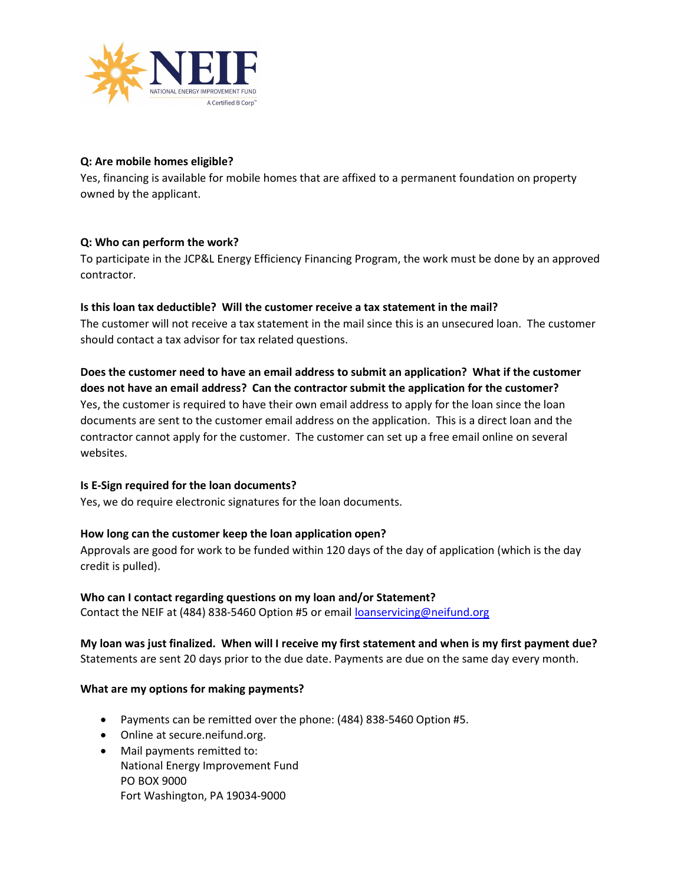NEIF
NATIONAL ENERGY IMPROVEMENT FUND
A Certified B Corp™

**Q: Are mobile homes eligible?**
Yes, financing is available for mobile homes that are affixed to a permanent foundation on property owned by the applicant.

**Q: Who can perform the work?**
To participate in the JCP&L Energy Efficiency Financing Program, the work must be done by an approved contractor.

**Is this loan tax deductible? Will the customer receive a tax statement in the mail?**
The customer will not receive a tax statement in the mail since this is an unsecured loan. The customer should contact a tax advisor for tax related questions.

**Does the customer need to have an email address to submit an application? What if the customer does not have an email address? Can the contractor submit the application for the customer?**
Yes, the customer is required to have their own email address to apply for the loan since the loan documents are sent to the customer email address on the application. This is a direct loan and the contractor cannot apply for the customer. The customer can set up a free email online on several websites.

**Is E-Sign required for the loan documents?**
Yes, we do require electronic signatures for the loan documents.

**How long can the customer keep the loan application open?**
Approvals are good for work to be funded within 120 days of the day of application (which is the day credit is pulled).

**Who can I contact regarding questions on my loan and/or Statement?**
Contact the NEIF at (484) 838-5460 Option #5 or email loanservicing@neifund.org

**My loan was just finalized. When will I receive my first statement and when is my first payment due?**
Statements are sent 20 days prior to the due date. Payments are due on the same day every month.

**What are my options for making payments?**

- Payments can be remitted over the phone: (484) 838-5460 Option #5.
- Online at secure.neifund.org.
- Mail payments remitted to:
  National Energy Improvement Fund
  PO BOX 9000
  Fort Washington, PA 19034-9000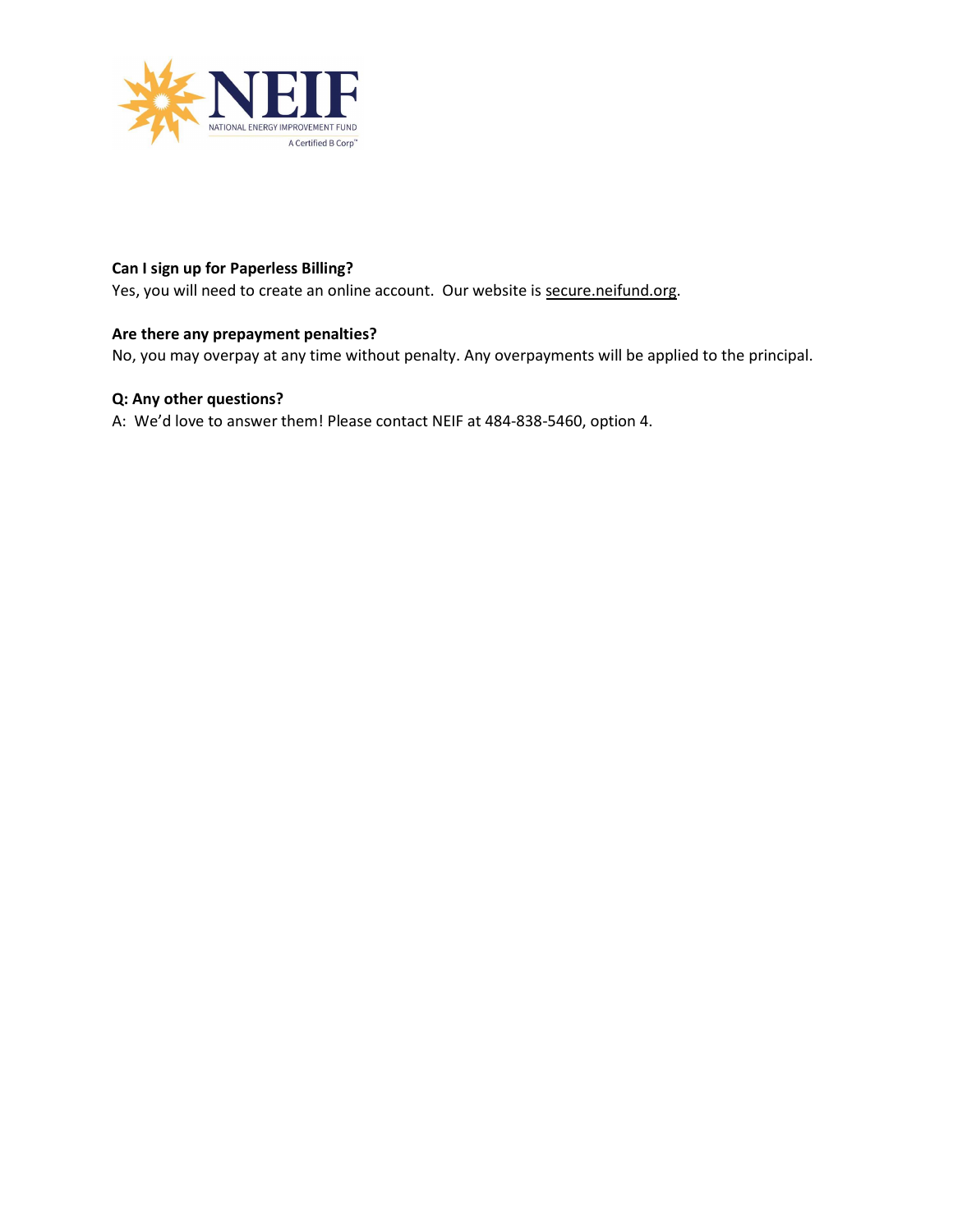**Can I sign up for Paperless Billing?**
Yes, you will need to create an online account. Our website is secure.neifund.org.

**Are there any prepayment penalties?**
No, you may overpay at any time without penalty. Any overpayments will be applied to the principal.

**Q: Any other questions?**
A: We'd love to answer them! Please contact NEIF at 484-838-5460, option 4.